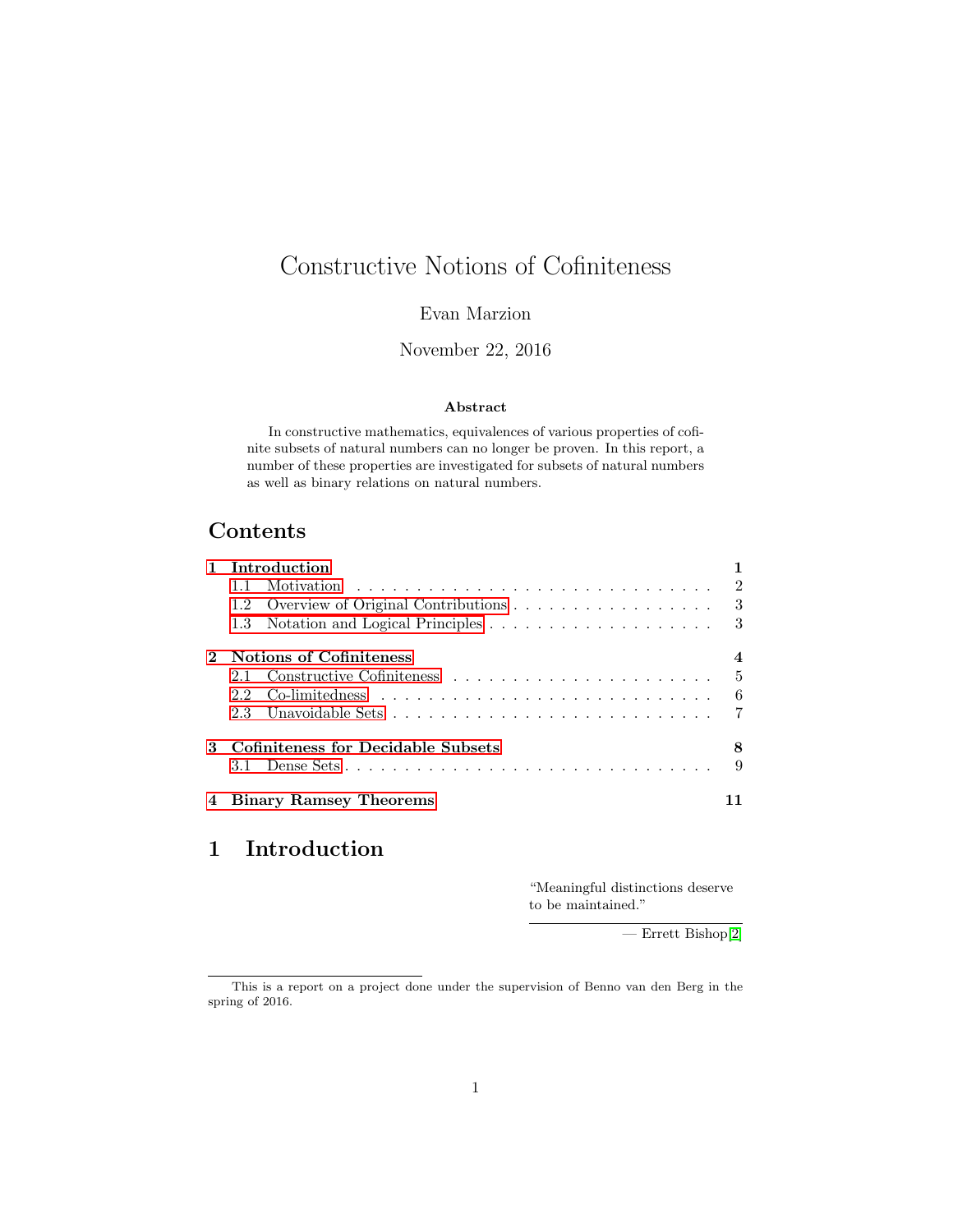# Constructive Notions of Cofiniteness

Evan Marzion

November 22, 2016

### Abstract

In constructive mathematics, equivalences of various properties of cofinite subsets of natural numbers can no longer be proven. In this report, a number of these properties are investigated for subsets of natural numbers as well as binary relations on natural numbers.

## Contents

- **1 Introduction** — 1
  - 1.1 Motivation — 2
  - 1.2 Overview of Original Contributions — 3
  - 1.3 Notation and Logical Principles — 3
- **2 Notions of Cofiniteness** — 4
  - 2.1 Constructive Cofiniteness — 5
  - 2.2 Co-limitedness — 6
  - 2.3 Unavoidable Sets — 7
- **3 Cofiniteness for Decidable Subsets** — 8
  - 3.1 Dense Sets — 9
- **4 Binary Ramsey Theorems** — 11

# 1 Introduction

> "Meaningful distinctions deserve to be maintained."
>
> — Errett Bishop[2]

This is a report on a project done under the supervision of Benno van den Berg in the spring of 2016.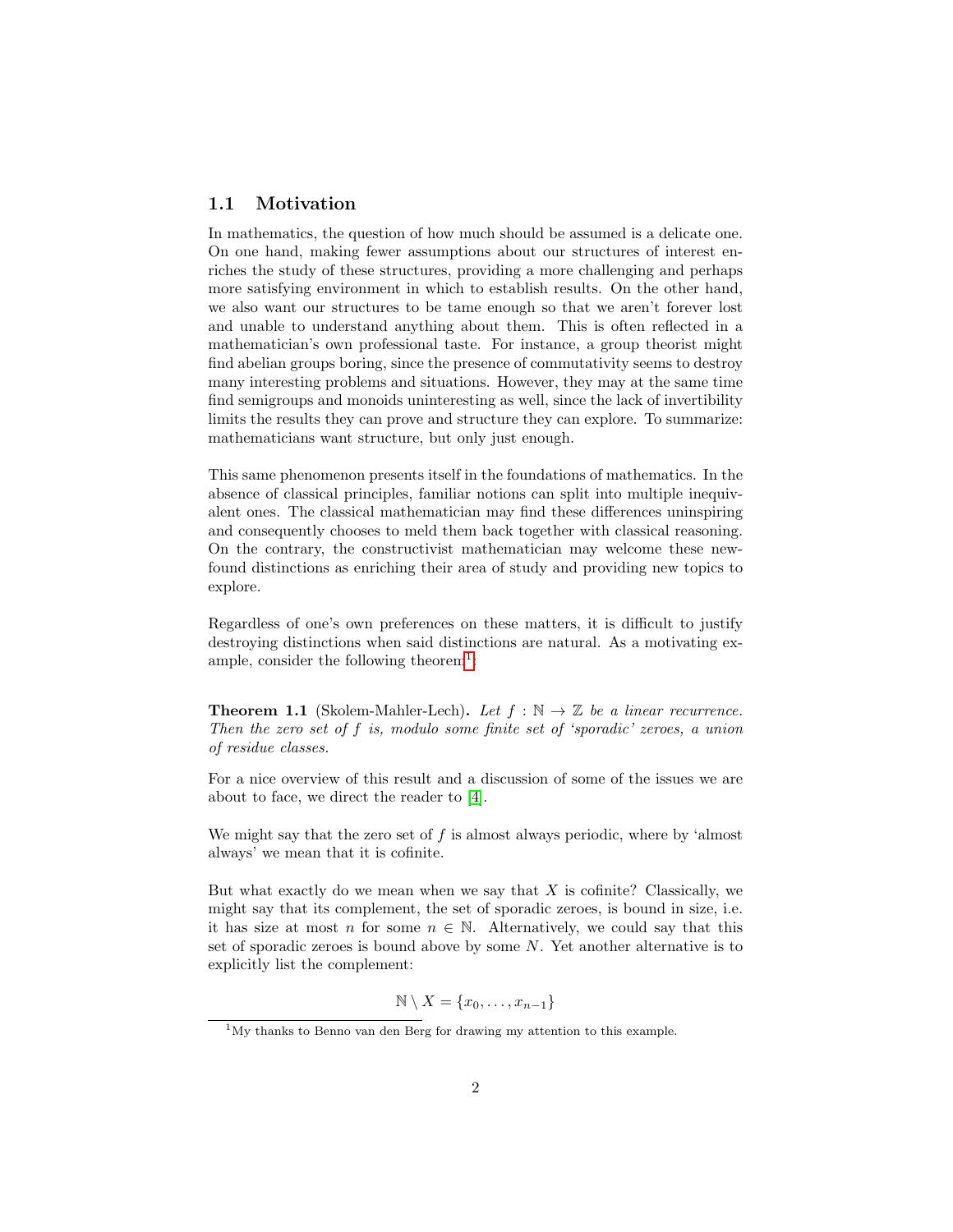### 1.1 Motivation

In mathematics, the question of how much should be assumed is a delicate one. On one hand, making fewer assumptions about our structures of interest enriches the study of these structures, providing a more challenging and perhaps more satisfying environment in which to establish results. On the other hand, we also want our structures to be tame enough so that we aren't forever lost and unable to understand anything about them. This is often reflected in a mathematician's own professional taste. For instance, a group theorist might find abelian groups boring, since the presence of commutativity seems to destroy many interesting problems and situations. However, they may at the same time find semigroups and monoids uninteresting as well, since the lack of invertibility limits the results they can prove and structure they can explore. To summarize: mathematicians want structure, but only just enough.

This same phenomenon presents itself in the foundations of mathematics. In the absence of classical principles, familiar notions can split into multiple inequivalent ones. The classical mathematician may find these differences uninspiring and consequently chooses to meld them back together with classical reasoning. On the contrary, the constructivist mathematician may welcome these newfound distinctions as enriching their area of study and providing new topics to explore.

Regardless of one's own preferences on these matters, it is difficult to justify destroying distinctions when said distinctions are natural. As a motivating example, consider the following theorem[1]:

**Theorem 1.1** (Skolem-Mahler-Lech)**.** *Let $f : \mathbb{N} \to \mathbb{Z}$ be a linear recurrence. Then the zero set of $f$ is, modulo some finite set of 'sporadic' zeroes, a union of residue classes.*

For a nice overview of this result and a discussion of some of the issues we are about to face, we direct the reader to [4].

We might say that the zero set of $f$ is almost always periodic, where by 'almost always' we mean that it is cofinite.

But what exactly do we mean when we say that $X$ is cofinite? Classically, we might say that its complement, the set of sporadic zeroes, is bound in size, i.e. it has size at most $n$ for some $n \in \mathbb{N}$. Alternatively, we could say that this set of sporadic zeroes is bound above by some $N$. Yet another alternative is to explicitly list the complement:

$$\mathbb{N} \setminus X = \{x_0, \ldots, x_{n-1}\}$$

[1] My thanks to Benno van den Berg for drawing my attention to this example.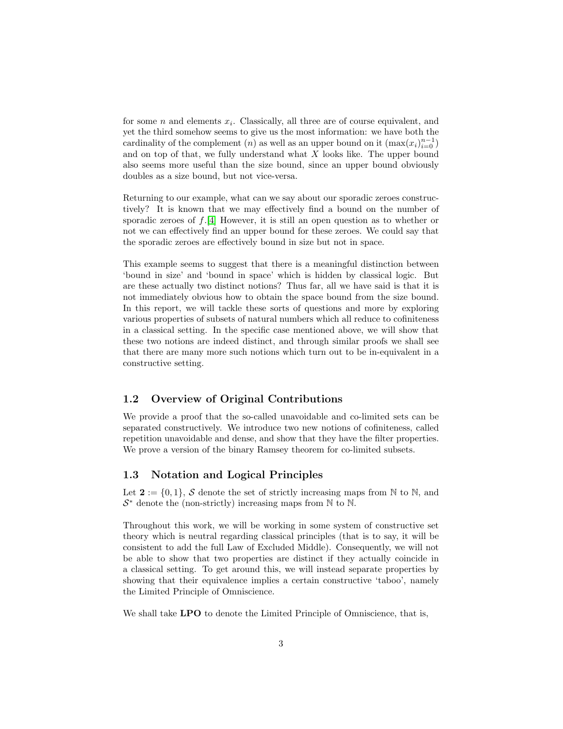for some $n$ and elements $x_i$. Classically, all three are of course equivalent, and yet the third somehow seems to give us the most information: we have both the cardinality of the complement ($n$) as well as an upper bound on it ($\max(x_i)_{i=0}^{n-1}$) and on top of that, we fully understand what $X$ looks like. The upper bound also seems more useful than the size bound, since an upper bound obviously doubles as a size bound, but not vice-versa.

Returning to our example, what can we say about our sporadic zeroes constructively? It is known that we may effectively find a bound on the number of sporadic zeroes of $f$.[4] However, it is still an open question as to whether or not we can effectively find an upper bound for these zeroes. We could say that the sporadic zeroes are effectively bound in size but not in space.

This example seems to suggest that there is a meaningful distinction between 'bound in size' and 'bound in space' which is hidden by classical logic. But are these actually two distinct notions? Thus far, all we have said is that it is not immediately obvious how to obtain the space bound from the size bound. In this report, we will tackle these sorts of questions and more by exploring various properties of subsets of natural numbers which all reduce to cofiniteness in a classical setting. In the specific case mentioned above, we will show that these two notions are indeed distinct, and through similar proofs we shall see that there are many more such notions which turn out to be in-equivalent in a constructive setting.

## 1.2 Overview of Original Contributions

We provide a proof that the so-called unavoidable and co-limited sets can be separated constructively. We introduce two new notions of cofiniteness, called repetition unavoidable and dense, and show that they have the filter properties. We prove a version of the binary Ramsey theorem for co-limited subsets.

## 1.3 Notation and Logical Principles

Let $\mathbf{2} := \{0, 1\}$, $\mathcal{S}$ denote the set of strictly increasing maps from $\mathbb{N}$ to $\mathbb{N}$, and $\mathcal{S}^*$ denote the (non-strictly) increasing maps from $\mathbb{N}$ to $\mathbb{N}$.

Throughout this work, we will be working in some system of constructive set theory which is neutral regarding classical principles (that is to say, it will be consistent to add the full Law of Excluded Middle). Consequently, we will not be able to show that two properties are distinct if they actually coincide in a classical setting. To get around this, we will instead separate properties by showing that their equivalence implies a certain constructive 'taboo', namely the Limited Principle of Omniscience.

We shall take **LPO** to denote the Limited Principle of Omniscience, that is,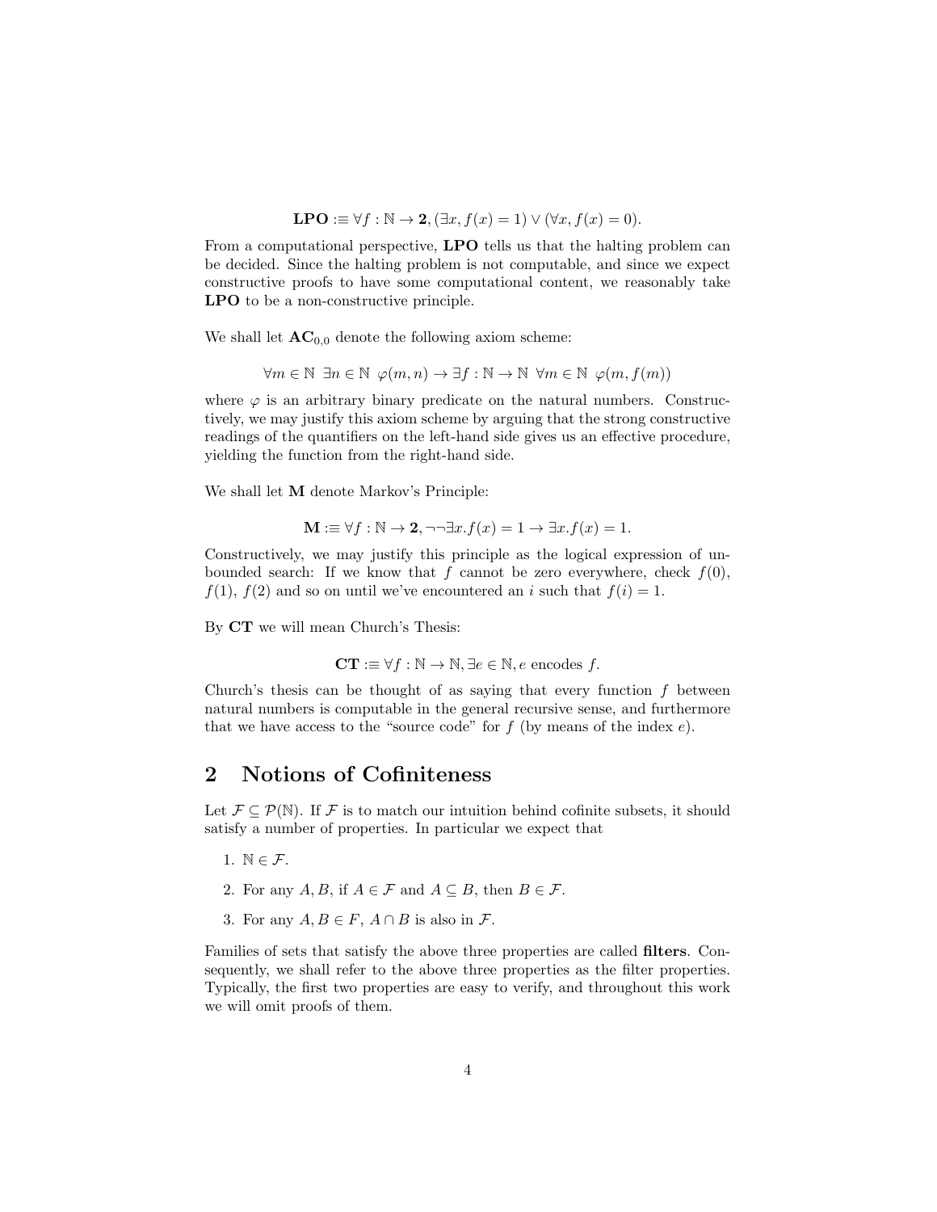$$\mathbf{LPO} :\equiv \forall f : \mathbb{N} \to \mathbf{2}, (\exists x, f(x) = 1) \vee (\forall x, f(x) = 0).$$

From a computational perspective, **LPO** tells us that the halting problem can be decided. Since the halting problem is not computable, and since we expect constructive proofs to have some computational content, we reasonably take **LPO** to be a non-constructive principle.

We shall let $\mathbf{AC}_{0,0}$ denote the following axiom scheme:

$$\forall m \in \mathbb{N} \ \exists n \in \mathbb{N} \ \varphi(m, n) \to \exists f : \mathbb{N} \to \mathbb{N} \ \forall m \in \mathbb{N} \ \varphi(m, f(m))$$

where $\varphi$ is an arbitrary binary predicate on the natural numbers. Constructively, we may justify this axiom scheme by arguing that the strong constructive readings of the quantifiers on the left-hand side gives us an effective procedure, yielding the function from the right-hand side.

We shall let **M** denote Markov's Principle:

$$\mathbf{M} :\equiv \forall f : \mathbb{N} \to \mathbf{2}, \neg\neg\exists x. f(x) = 1 \to \exists x. f(x) = 1.$$

Constructively, we may justify this principle as the logical expression of unbounded search: If we know that $f$ cannot be zero everywhere, check $f(0)$, $f(1)$, $f(2)$ and so on until we've encountered an $i$ such that $f(i) = 1$.

By **CT** we will mean Church's Thesis:

$$\mathbf{CT} :\equiv \forall f : \mathbb{N} \to \mathbb{N}, \exists e \in \mathbb{N}, e \text{ encodes } f.$$

Church's thesis can be thought of as saying that every function $f$ between natural numbers is computable in the general recursive sense, and furthermore that we have access to the "source code" for $f$ (by means of the index $e$).

## 2 Notions of Cofiniteness

Let $\mathcal{F} \subseteq \mathcal{P}(\mathbb{N})$. If $\mathcal{F}$ is to match our intuition behind cofinite subsets, it should satisfy a number of properties. In particular we expect that

1. $\mathbb{N} \in \mathcal{F}$.
2. For any $A, B$, if $A \in \mathcal{F}$ and $A \subseteq B$, then $B \in \mathcal{F}$.
3. For any $A, B \in F$, $A \cap B$ is also in $\mathcal{F}$.

Families of sets that satisfy the above three properties are called **filters**. Consequently, we shall refer to the above three properties as the filter properties. Typically, the first two properties are easy to verify, and throughout this work we will omit proofs of them.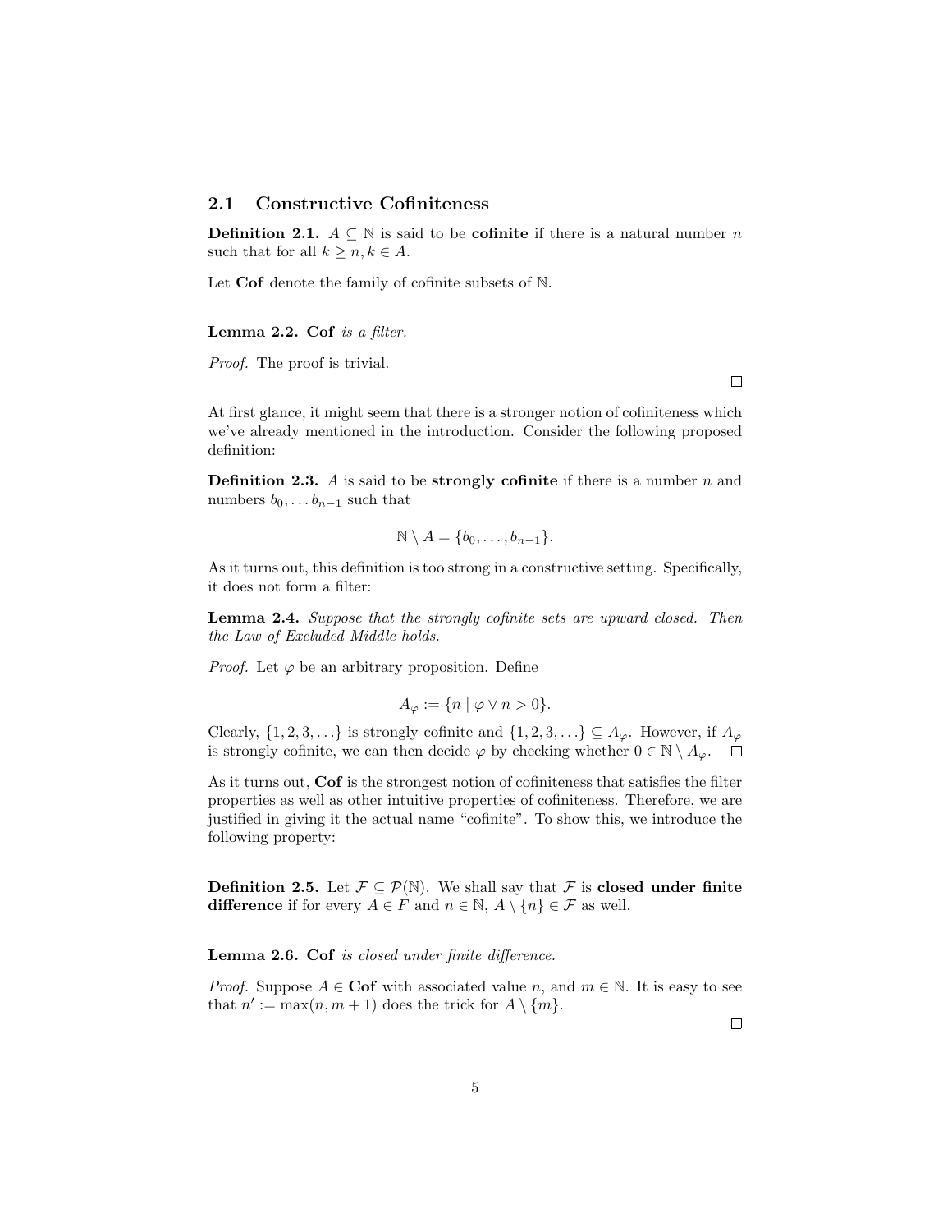## 2.1 Constructive Cofiniteness

**Definition 2.1.** $A \subseteq \mathbb{N}$ is said to be **cofinite** if there is a natural number $n$ such that for all $k \geq n, k \in A$.

Let **Cof** denote the family of cofinite subsets of $\mathbb{N}$.

**Lemma 2.2.** **Cof** *is a filter.*

*Proof.* The proof is trivial. $\square$

At first glance, it might seem that there is a stronger notion of cofiniteness which we've already mentioned in the introduction. Consider the following proposed definition:

**Definition 2.3.** $A$ is said to be **strongly cofinite** if there is a number $n$ and numbers $b_0, \ldots b_{n-1}$ such that

$$\mathbb{N} \setminus A = \{b_0, \ldots, b_{n-1}\}.$$

As it turns out, this definition is too strong in a constructive setting. Specifically, it does not form a filter:

**Lemma 2.4.** *Suppose that the strongly cofinite sets are upward closed. Then the Law of Excluded Middle holds.*

*Proof.* Let $\varphi$ be an arbitrary proposition. Define

$$A_\varphi := \{n \mid \varphi \vee n > 0\}.$$

Clearly, $\{1, 2, 3, \ldots\}$ is strongly cofinite and $\{1, 2, 3, \ldots\} \subseteq A_\varphi$. However, if $A_\varphi$ is strongly cofinite, we can then decide $\varphi$ by checking whether $0 \in \mathbb{N} \setminus A_\varphi$. $\square$

As it turns out, **Cof** is the strongest notion of cofiniteness that satisfies the filter properties as well as other intuitive properties of cofiniteness. Therefore, we are justified in giving it the actual name "cofinite". To show this, we introduce the following property:

**Definition 2.5.** Let $\mathcal{F} \subseteq \mathcal{P}(\mathbb{N})$. We shall say that $\mathcal{F}$ is **closed under finite difference** if for every $A \in F$ and $n \in \mathbb{N}$, $A \setminus \{n\} \in \mathcal{F}$ as well.

**Lemma 2.6.** **Cof** *is closed under finite difference.*

*Proof.* Suppose $A \in$ **Cof** with associated value $n$, and $m \in \mathbb{N}$. It is easy to see that $n' := \max(n, m+1)$ does the trick for $A \setminus \{m\}$. $\square$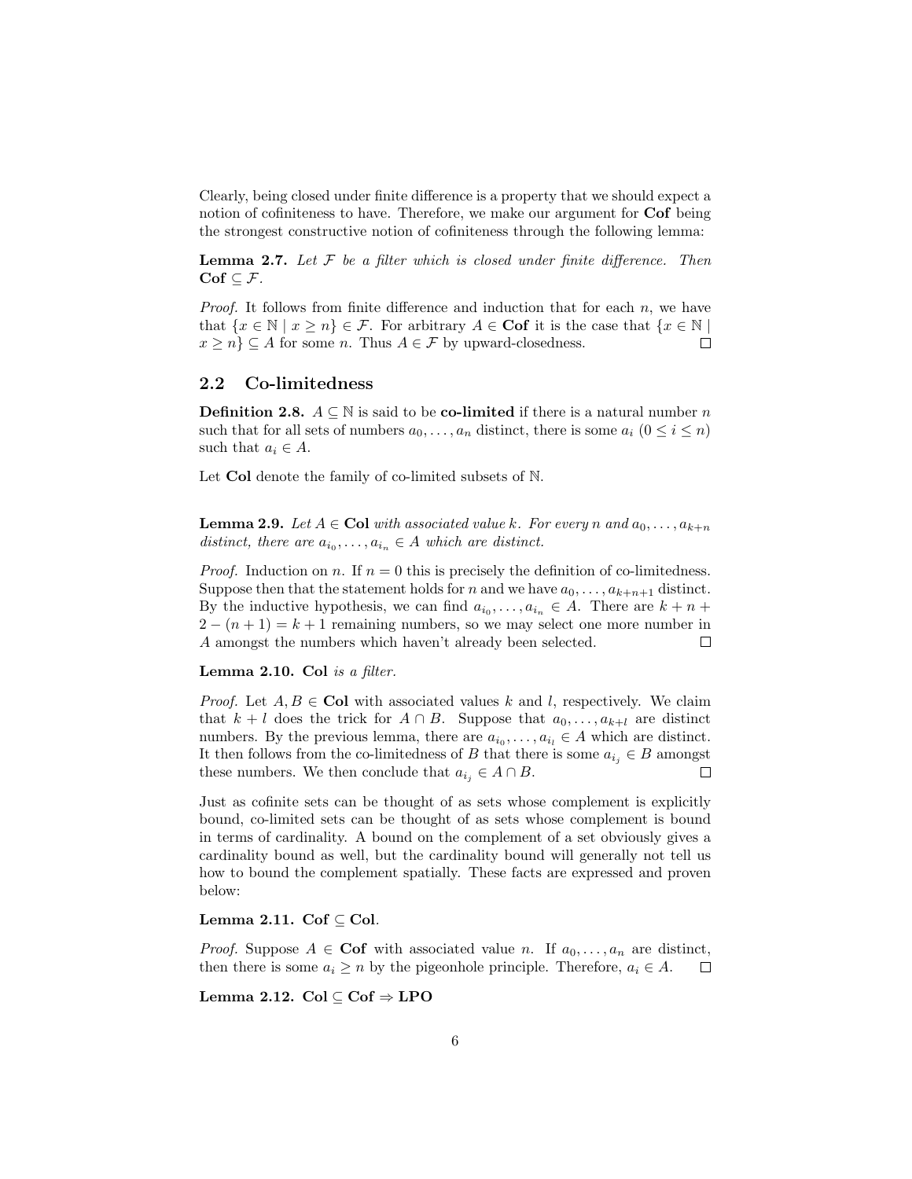Clearly, being closed under finite difference is a property that we should expect a notion of cofiniteness to have. Therefore, we make our argument for **Cof** being the strongest constructive notion of cofiniteness through the following lemma:

**Lemma 2.7.** *Let $\mathcal{F}$ be a filter which is closed under finite difference. Then* $\mathbf{Cof} \subseteq \mathcal{F}$*.*

*Proof.* It follows from finite difference and induction that for each $n$, we have that $\{x \in \mathbb{N} \mid x \geq n\} \in \mathcal{F}$. For arbitrary $A \in \mathbf{Cof}$ it is the case that $\{x \in \mathbb{N} \mid x \geq n\} \subseteq A$ for some $n$. Thus $A \in \mathcal{F}$ by upward-closedness. $\square$

## 2.2 Co-limitedness

**Definition 2.8.** $A \subseteq \mathbb{N}$ is said to be **co-limited** if there is a natural number $n$ such that for all sets of numbers $a_0, \ldots, a_n$ distinct, there is some $a_i$ $(0 \leq i \leq n)$ such that $a_i \in A$.

Let **Col** denote the family of co-limited subsets of $\mathbb{N}$.

**Lemma 2.9.** *Let $A \in \mathbf{Col}$ with associated value $k$. For every $n$ and $a_0, \ldots, a_{k+n}$ distinct, there are $a_{i_0}, \ldots, a_{i_n} \in A$ which are distinct.*

*Proof.* Induction on $n$. If $n = 0$ this is precisely the definition of co-limitedness. Suppose then that the statement holds for $n$ and we have $a_0, \ldots, a_{k+n+1}$ distinct. By the inductive hypothesis, we can find $a_{i_0}, \ldots, a_{i_n} \in A$. There are $k + n + 2 - (n + 1) = k + 1$ remaining numbers, so we may select one more number in $A$ amongst the numbers which haven't already been selected. $\square$

**Lemma 2.10.** **Col** *is a filter.*

*Proof.* Let $A, B \in \mathbf{Col}$ with associated values $k$ and $l$, respectively. We claim that $k + l$ does the trick for $A \cap B$. Suppose that $a_0, \ldots, a_{k+l}$ are distinct numbers. By the previous lemma, there are $a_{i_0}, \ldots, a_{i_l} \in A$ which are distinct. It then follows from the co-limitedness of $B$ that there is some $a_{i_j} \in B$ amongst these numbers. We then conclude that $a_{i_j} \in A \cap B$. $\square$

Just as cofinite sets can be thought of as sets whose complement is explicitly bound, co-limited sets can be thought of as sets whose complement is bound in terms of cardinality. A bound on the complement of a set obviously gives a cardinality bound as well, but the cardinality bound will generally not tell us how to bound the complement spatially. These facts are expressed and proven below:

**Lemma 2.11.** $\mathbf{Cof} \subseteq \mathbf{Col}$.

*Proof.* Suppose $A \in \mathbf{Cof}$ with associated value $n$. If $a_0, \ldots, a_n$ are distinct, then there is some $a_i \geq n$ by the pigeonhole principle. Therefore, $a_i \in A$. $\square$

**Lemma 2.12.** $\mathbf{Col} \subseteq \mathbf{Cof} \Rightarrow \mathbf{LPO}$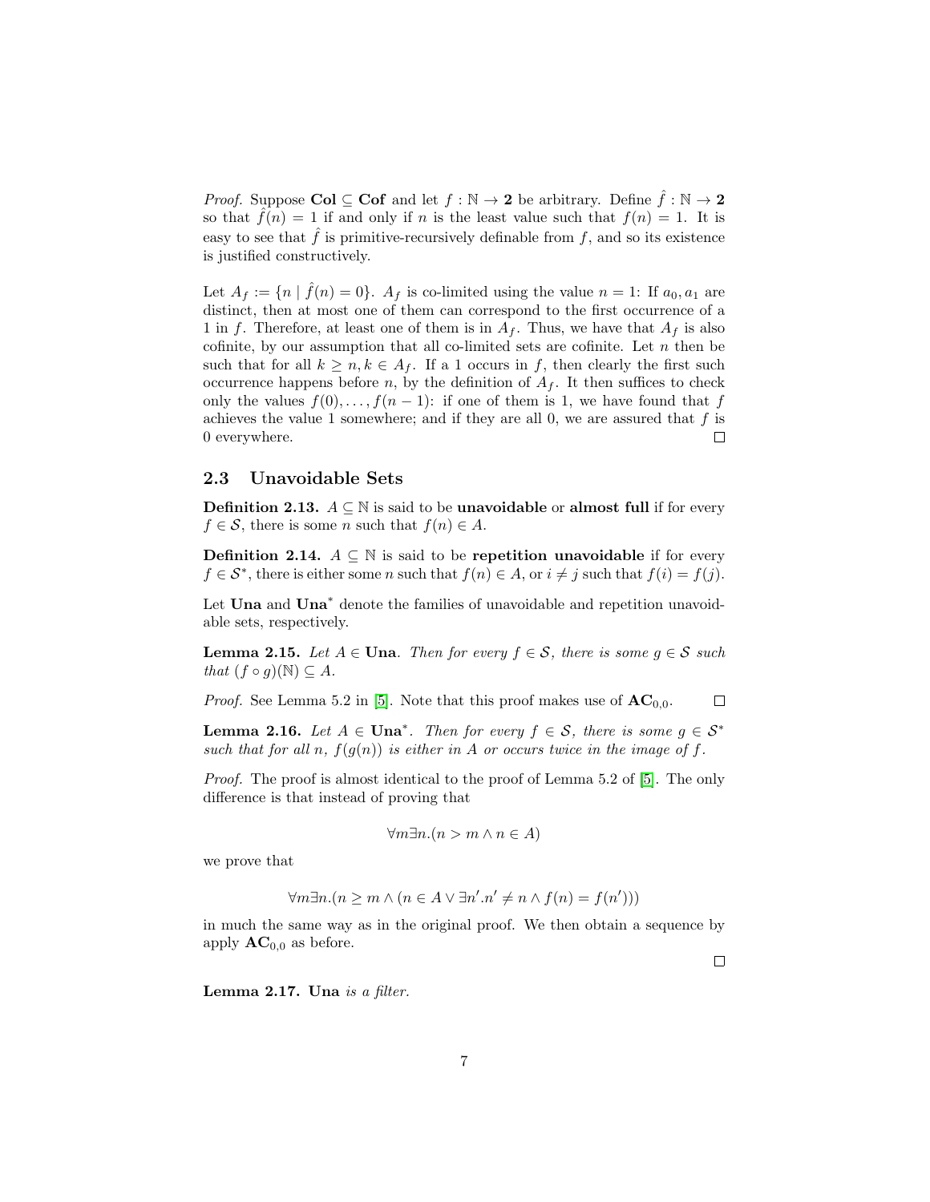*Proof.* Suppose **Col** $\subseteq$ **Cof** and let $f : \mathbb{N} \to \mathbf{2}$ be arbitrary. Define $\hat{f} : \mathbb{N} \to \mathbf{2}$ so that $\hat{f}(n) = 1$ if and only if $n$ is the least value such that $f(n) = 1$. It is easy to see that $\hat{f}$ is primitive-recursively definable from $f$, and so its existence is justified constructively.

Let $A_f := \{n \mid \hat{f}(n) = 0\}$. $A_f$ is co-limited using the value $n = 1$: If $a_0, a_1$ are distinct, then at most one of them can correspond to the first occurrence of a 1 in $f$. Therefore, at least one of them is in $A_f$. Thus, we have that $A_f$ is also cofinite, by our assumption that all co-limited sets are cofinite. Let $n$ then be such that for all $k \geq n, k \in A_f$. If a 1 occurs in $f$, then clearly the first such occurrence happens before $n$, by the definition of $A_f$. It then suffices to check only the values $f(0), \ldots, f(n-1)$: if one of them is 1, we have found that $f$ achieves the value 1 somewhere; and if they are all 0, we are assured that $f$ is 0 everywhere. □

## 2.3 Unavoidable Sets

**Definition 2.13.** $A \subseteq \mathbb{N}$ is said to be **unavoidable** or **almost full** if for every $f \in \mathcal{S}$, there is some $n$ such that $f(n) \in A$.

**Definition 2.14.** $A \subseteq \mathbb{N}$ is said to be **repetition unavoidable** if for every $f \in \mathcal{S}^*$, there is either some $n$ such that $f(n) \in A$, or $i \neq j$ such that $f(i) = f(j)$.

Let **Una** and **Una**$^*$ denote the families of unavoidable and repetition unavoidable sets, respectively.

**Lemma 2.15.** *Let $A \in$ **Una**. Then for every $f \in \mathcal{S}$, there is some $g \in \mathcal{S}$ such that $(f \circ g)(\mathbb{N}) \subseteq A$.*

*Proof.* See Lemma 5.2 in [5]. Note that this proof makes use of $\mathbf{AC}_{0,0}$. □

**Lemma 2.16.** *Let $A \in$ **Una**$^*$. Then for every $f \in \mathcal{S}$, there is some $g \in \mathcal{S}^*$ such that for all $n$, $f(g(n))$ is either in $A$ or occurs twice in the image of $f$.*

*Proof.* The proof is almost identical to the proof of Lemma 5.2 of [5]. The only difference is that instead of proving that

$$\forall m \exists n.(n > m \wedge n \in A)$$

we prove that

$$\forall m \exists n.(n \geq m \wedge (n \in A \vee \exists n'.n' \neq n \wedge f(n) = f(n')))$$

in much the same way as in the original proof. We then obtain a sequence by apply $\mathbf{AC}_{0,0}$ as before. □

**Lemma 2.17.** **Una** *is a filter.*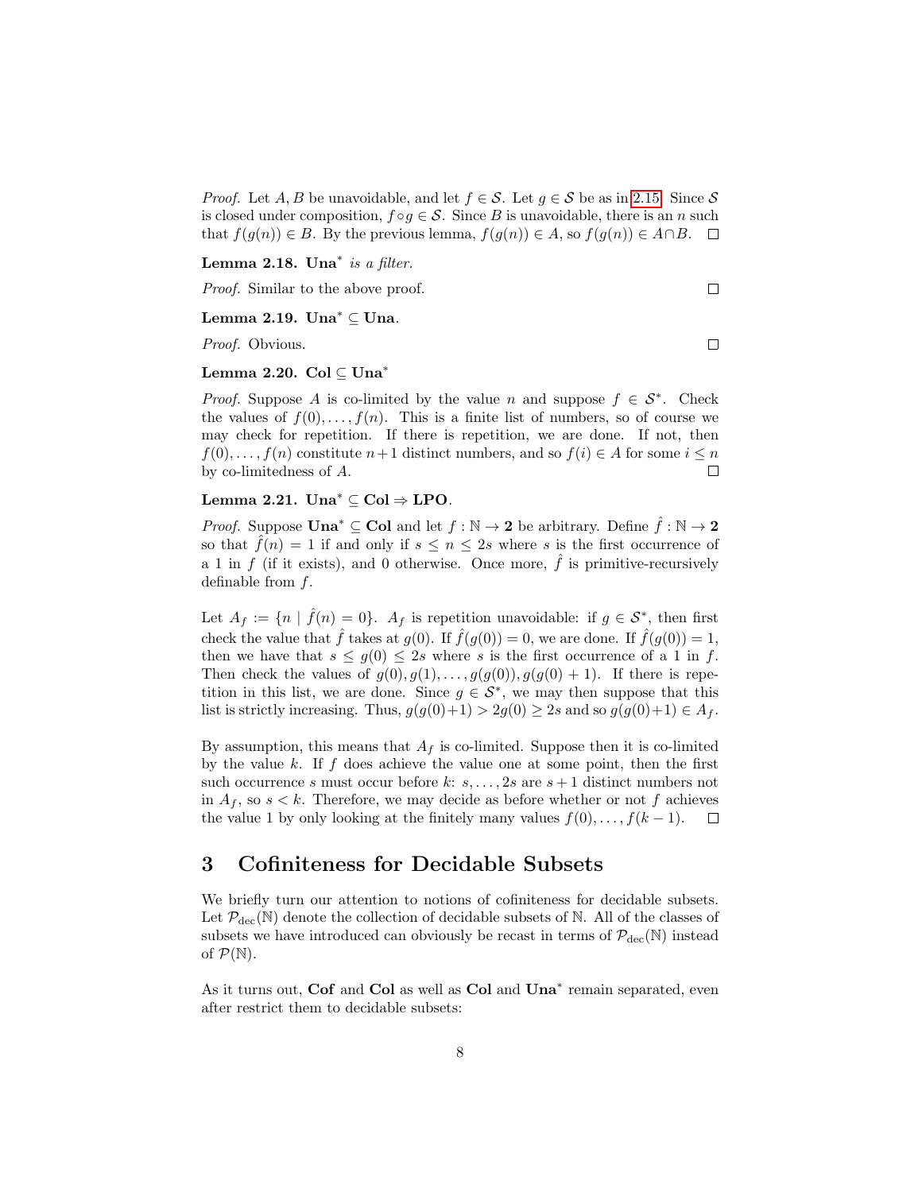*Proof.* Let $A, B$ be unavoidable, and let $f \in \mathcal{S}$. Let $g \in \mathcal{S}$ be as in 2.15. Since $\mathcal{S}$ is closed under composition, $f \circ g \in \mathcal{S}$. Since $B$ is unavoidable, there is an $n$ such that $f(g(n)) \in B$. By the previous lemma, $f(g(n)) \in A$, so $f(g(n)) \in A \cap B$. $\square$

**Lemma 2.18.** $\mathbf{Una}^*$ *is a filter.*

*Proof.* Similar to the above proof. $\square$

**Lemma 2.19.** $\mathbf{Una}^* \subseteq \mathbf{Una}$.

*Proof.* Obvious. $\square$

**Lemma 2.20.** $\mathbf{Col} \subseteq \mathbf{Una}^*$

*Proof.* Suppose $A$ is co-limited by the value $n$ and suppose $f \in \mathcal{S}^*$. Check the values of $f(0), \ldots, f(n)$. This is a finite list of numbers, so of course we may check for repetition. If there is repetition, we are done. If not, then $f(0), \ldots, f(n)$ constitute $n+1$ distinct numbers, and so $f(i) \in A$ for some $i \leq n$ by co-limitedness of $A$. $\square$

**Lemma 2.21.** $\mathbf{Una}^* \subseteq \mathbf{Col} \Rightarrow \mathbf{LPO}$.

*Proof.* Suppose $\mathbf{Una}^* \subseteq \mathbf{Col}$ and let $f : \mathbb{N} \to \mathbf{2}$ be arbitrary. Define $\hat{f} : \mathbb{N} \to \mathbf{2}$ so that $\hat{f}(n) = 1$ if and only if $s \leq n \leq 2s$ where $s$ is the first occurrence of a 1 in $f$ (if it exists), and 0 otherwise. Once more, $\hat{f}$ is primitive-recursively definable from $f$.

Let $A_f := \{n \mid \hat{f}(n) = 0\}$. $A_f$ is repetition unavoidable: if $g \in \mathcal{S}^*$, then first check the value that $\hat{f}$ takes at $g(0)$. If $\hat{f}(g(0)) = 0$, we are done. If $\hat{f}(g(0)) = 1$, then we have that $s \leq g(0) \leq 2s$ where $s$ is the first occurrence of a 1 in $f$. Then check the values of $g(0), g(1), \ldots, g(g(0)), g(g(0)+1)$. If there is repetition in this list, we are done. Since $g \in \mathcal{S}^*$, we may then suppose that this list is strictly increasing. Thus, $g(g(0)+1) > 2g(0) \geq 2s$ and so $g(g(0)+1) \in A_f$.

By assumption, this means that $A_f$ is co-limited. Suppose then it is co-limited by the value $k$. If $f$ does achieve the value one at some point, then the first such occurrence $s$ must occur before $k$: $s, \ldots, 2s$ are $s+1$ distinct numbers not in $A_f$, so $s < k$. Therefore, we may decide as before whether or not $f$ achieves the value 1 by only looking at the finitely many values $f(0), \ldots, f(k-1)$. $\square$

# 3 Cofiniteness for Decidable Subsets

We briefly turn our attention to notions of cofiniteness for decidable subsets. Let $\mathcal{P}_{\text{dec}}(\mathbb{N})$ denote the collection of decidable subsets of $\mathbb{N}$. All of the classes of subsets we have introduced can obviously be recast in terms of $\mathcal{P}_{\text{dec}}(\mathbb{N})$ instead of $\mathcal{P}(\mathbb{N})$.

As it turns out, **Cof** and **Col** as well as **Col** and $\mathbf{Una}^*$ remain separated, even after restrict them to decidable subsets: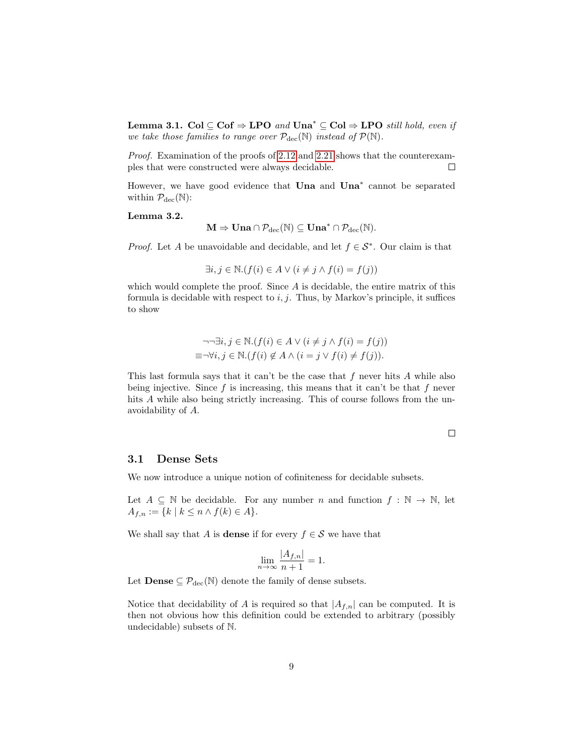**Lemma 3.1.** $\mathbf{Col} \subseteq \mathbf{Cof} \Rightarrow \mathbf{LPO}$ *and* $\mathbf{Una}^* \subseteq \mathbf{Col} \Rightarrow \mathbf{LPO}$ *still hold, even if we take those families to range over* $\mathcal{P}_{\text{dec}}(\mathbb{N})$ *instead of* $\mathcal{P}(\mathbb{N})$.

*Proof.* Examination of the proofs of 2.12 and 2.21 shows that the counterexamples that were constructed were always decidable. $\square$

However, we have good evidence that **Una** and $\mathbf{Una}^*$ cannot be separated within $\mathcal{P}_{\text{dec}}(\mathbb{N})$:

**Lemma 3.2.**

$$\mathbf{M} \Rightarrow \mathbf{Una} \cap \mathcal{P}_{\text{dec}}(\mathbb{N}) \subseteq \mathbf{Una}^* \cap \mathcal{P}_{\text{dec}}(\mathbb{N}).$$

*Proof.* Let $A$ be unavoidable and decidable, and let $f \in \mathcal{S}^*$. Our claim is that

$$\exists i, j \in \mathbb{N}.(f(i) \in A \vee (i \neq j \wedge f(i) = f(j))$$

which would complete the proof. Since $A$ is decidable, the entire matrix of this formula is decidable with respect to $i, j$. Thus, by Markov's principle, it suffices to show

$$\begin{aligned}
&\neg\neg\exists i, j \in \mathbb{N}.(f(i) \in A \vee (i \neq j \wedge f(i) = f(j)) \\
\equiv &\neg\forall i, j \in \mathbb{N}.(f(i) \notin A \wedge (i = j \vee f(i) \neq f(j)).
\end{aligned}$$

This last formula says that it can't be the case that $f$ never hits $A$ while also being injective. Since $f$ is increasing, this means that it can't be that $f$ never hits $A$ while also being strictly increasing. This of course follows from the unavoidability of $A$.

$\square$

## 3.1 Dense Sets

We now introduce a unique notion of cofiniteness for decidable subsets.

Let $A \subseteq \mathbb{N}$ be decidable. For any number $n$ and function $f : \mathbb{N} \to \mathbb{N}$, let $A_{f,n} := \{k \mid k \leq n \wedge f(k) \in A\}$.

We shall say that $A$ is **dense** if for every $f \in \mathcal{S}$ we have that

$$\lim_{n\to\infty} \frac{|A_{f,n}|}{n+1} = 1.$$

Let $\mathbf{Dense} \subseteq \mathcal{P}_{\text{dec}}(\mathbb{N})$ denote the family of dense subsets.

Notice that decidability of $A$ is required so that $|A_{f,n}|$ can be computed. It is then not obvious how this definition could be extended to arbitrary (possibly undecidable) subsets of $\mathbb{N}$.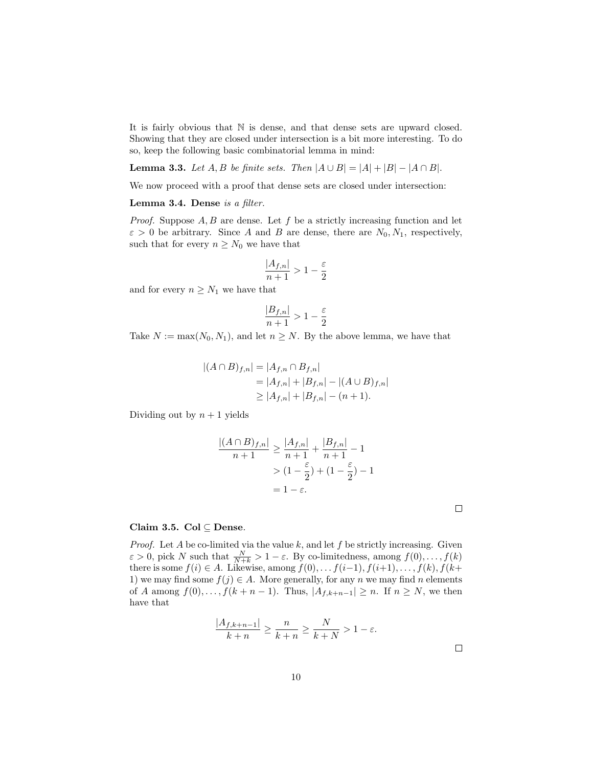It is fairly obvious that $\mathbb{N}$ is dense, and that dense sets are upward closed. Showing that they are closed under intersection is a bit more interesting. To do so, keep the following basic combinatorial lemma in mind:

**Lemma 3.3.** *Let $A, B$ be finite sets. Then $|A \cup B| = |A| + |B| - |A \cap B|$.*

We now proceed with a proof that dense sets are closed under intersection:

**Lemma 3.4. Dense** *is a filter.*

*Proof.* Suppose $A, B$ are dense. Let $f$ be a strictly increasing function and let $\varepsilon > 0$ be arbitrary. Since $A$ and $B$ are dense, there are $N_0, N_1$, respectively, such that for every $n \geq N_0$ we have that

$$\frac{|A_{f,n}|}{n+1} > 1 - \frac{\varepsilon}{2}$$

and for every $n \geq N_1$ we have that

$$\frac{|B_{f,n}|}{n+1} > 1 - \frac{\varepsilon}{2}$$

Take $N := \max(N_0, N_1)$, and let $n \geq N$. By the above lemma, we have that

$$\begin{aligned}
|(A \cap B)_{f,n}| &= |A_{f,n} \cap B_{f,n}| \\
&= |A_{f,n}| + |B_{f,n}| - |(A \cup B)_{f,n}| \\
&\geq |A_{f,n}| + |B_{f,n}| - (n+1).
\end{aligned}$$

Dividing out by $n+1$ yields

$$\begin{aligned}
\frac{|(A \cap B)_{f,n}|}{n+1} &\geq \frac{|A_{f,n}|}{n+1} + \frac{|B_{f,n}|}{n+1} - 1 \\
&> (1 - \frac{\varepsilon}{2}) + (1 - \frac{\varepsilon}{2}) - 1 \\
&= 1 - \varepsilon.
\end{aligned}$$

□

**Claim 3.5. Col $\subseteq$ Dense.**

*Proof.* Let $A$ be co-limited via the value $k$, and let $f$ be strictly increasing. Given $\varepsilon > 0$, pick $N$ such that $\frac{N}{N+k} > 1 - \varepsilon$. By co-limitedness, among $f(0), \ldots, f(k)$ there is some $f(i) \in A$. Likewise, among $f(0), \ldots f(i-1), f(i+1), \ldots, f(k), f(k+1)$ we may find some $f(j) \in A$. More generally, for any $n$ we may find $n$ elements of $A$ among $f(0), \ldots, f(k+n-1)$. Thus, $|A_{f,k+n-1}| \geq n$. If $n \geq N$, we then have that

$$\frac{|A_{f,k+n-1}|}{k+n} \geq \frac{n}{k+n} \geq \frac{N}{k+N} > 1 - \varepsilon.$$

□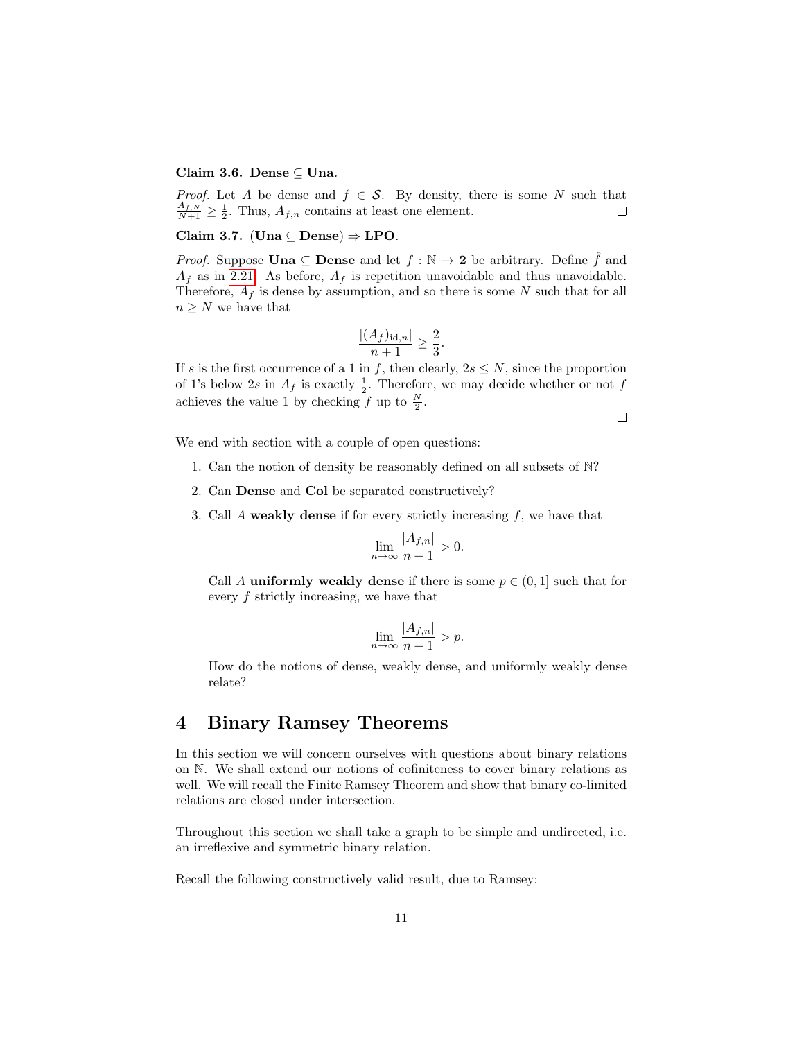**Claim 3.6.** **Dense** $\subseteq$ **Una**.

*Proof.* Let $A$ be dense and $f \in \mathcal{S}$. By density, there is some $N$ such that $\frac{A_{f,N}}{N+1} \geq \frac{1}{2}$. Thus, $A_{f,n}$ contains at least one element. $\square$

**Claim 3.7.** (**Una** $\subseteq$ **Dense**) $\Rightarrow$ **LPO**.

*Proof.* Suppose **Una** $\subseteq$ **Dense** and let $f : \mathbb{N} \to \mathbf{2}$ be arbitrary. Define $\hat{f}$ and $A_f$ as in 2.21. As before, $A_f$ is repetition unavoidable and thus unavoidable. Therefore, $A_f$ is dense by assumption, and so there is some $N$ such that for all $n \geq N$ we have that

$$\frac{|(A_f)_{\mathrm{id},n}|}{n+1} \geq \frac{2}{3}.$$

If $s$ is the first occurrence of a 1 in $f$, then clearly, $2s \leq N$, since the proportion of 1's below $2s$ in $A_f$ is exactly $\frac{1}{2}$. Therefore, we may decide whether or not $f$ achieves the value 1 by checking $f$ up to $\frac{N}{2}$. $\square$

We end with section with a couple of open questions:

1. Can the notion of density be reasonably defined on all subsets of $\mathbb{N}$?
2. Can **Dense** and **Col** be separated constructively?
3. Call $A$ **weakly dense** if for every strictly increasing $f$, we have that

   $$\lim_{n\to\infty} \frac{|A_{f,n}|}{n+1} > 0.$$

   Call $A$ **uniformly weakly dense** if there is some $p \in (0, 1]$ such that for every $f$ strictly increasing, we have that

   $$\lim_{n\to\infty} \frac{|A_{f,n}|}{n+1} > p.$$

   How do the notions of dense, weakly dense, and uniformly weakly dense relate?

# 4 Binary Ramsey Theorems

In this section we will concern ourselves with questions about binary relations on $\mathbb{N}$. We shall extend our notions of cofiniteness to cover binary relations as well. We will recall the Finite Ramsey Theorem and show that binary co-limited relations are closed under intersection.

Throughout this section we shall take a graph to be simple and undirected, i.e. an irreflexive and symmetric binary relation.

Recall the following constructively valid result, due to Ramsey: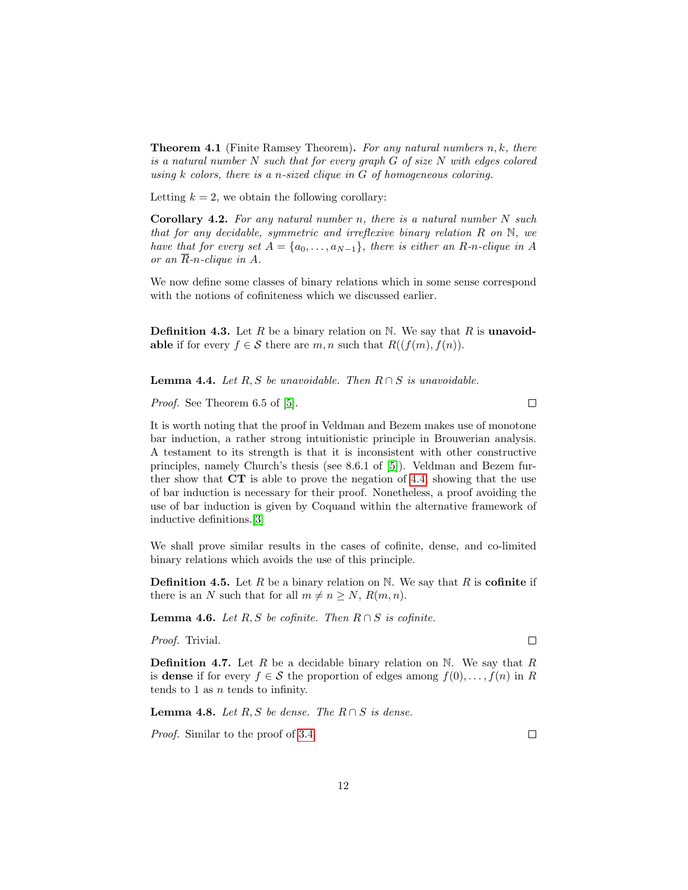**Theorem 4.1** (Finite Ramsey Theorem)**.** *For any natural numbers $n, k$, there is a natural number $N$ such that for every graph $G$ of size $N$ with edges colored using $k$ colors, there is a $n$-sized clique in $G$ of homogeneous coloring.*

Letting $k = 2$, we obtain the following corollary:

**Corollary 4.2.** *For any natural number $n$, there is a natural number $N$ such that for any decidable, symmetric and irreflexive binary relation $R$ on $\mathbb{N}$, we have that for every set $A = \{a_0, \ldots, a_{N-1}\}$, there is either an $R$-$n$-clique in $A$ or an $\overline{R}$-$n$-clique in $A$.*

We now define some classes of binary relations which in some sense correspond with the notions of cofiniteness which we discussed earlier.

**Definition 4.3.** Let $R$ be a binary relation on $\mathbb{N}$. We say that $R$ is **unavoidable** if for every $f \in \mathcal{S}$ there are $m, n$ such that $R((f(m), f(n))$.

**Lemma 4.4.** *Let $R, S$ be unavoidable. Then $R \cap S$ is unavoidable.*

*Proof.* See Theorem 6.5 of [5]. $\square$

It is worth noting that the proof in Veldman and Bezem makes use of monotone bar induction, a rather strong intuitionistic principle in Brouwerian analysis. A testament to its strength is that it is inconsistent with other constructive principles, namely Church's thesis (see 8.6.1 of [5]). Veldman and Bezem further show that **CT** is able to prove the negation of 4.4, showing that the use of bar induction is necessary for their proof. Nonetheless, a proof avoiding the use of bar induction is given by Coquand within the alternative framework of inductive definitions.[3]

We shall prove similar results in the cases of cofinite, dense, and co-limited binary relations which avoids the use of this principle.

**Definition 4.5.** Let $R$ be a binary relation on $\mathbb{N}$. We say that $R$ is **cofinite** if there is an $N$ such that for all $m \neq n \geq N$, $R(m, n)$.

**Lemma 4.6.** *Let $R, S$ be cofinite. Then $R \cap S$ is cofinite.*

*Proof.* Trivial. $\square$

**Definition 4.7.** Let $R$ be a decidable binary relation on $\mathbb{N}$. We say that $R$ is **dense** if for every $f \in \mathcal{S}$ the proportion of edges among $f(0), \ldots, f(n)$ in $R$ tends to 1 as $n$ tends to infinity.

**Lemma 4.8.** *Let $R, S$ be dense. The $R \cap S$ is dense.*

*Proof.* Similar to the proof of 3.4 $\square$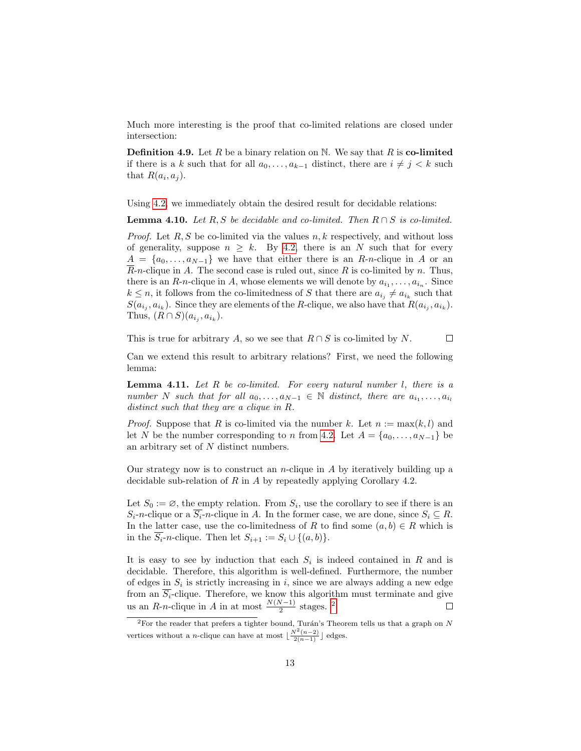Much more interesting is the proof that co-limited relations are closed under intersection:

**Definition 4.9.** Let $R$ be a binary relation on $\mathbb{N}$. We say that $R$ is **co-limited** if there is a $k$ such that for all $a_0, \ldots, a_{k-1}$ distinct, there are $i \neq j < k$ such that $R(a_i, a_j)$.

Using 4.2, we immediately obtain the desired result for decidable relations:

**Lemma 4.10.** *Let $R, S$ be decidable and co-limited. Then $R \cap S$ is co-limited.*

*Proof.* Let $R, S$ be co-limited via the values $n, k$ respectively, and without loss of generality, suppose $n \geq k$. By 4.2, there is an $N$ such that for every $A = \{a_0, \ldots, a_{N-1}\}$ we have that either there is an $R$-$n$-clique in $A$ or an $\overline{R}$-$n$-clique in $A$. The second case is ruled out, since $R$ is co-limited by $n$. Thus, there is an $R$-$n$-clique in $A$, whose elements we will denote by $a_{i_1}, \ldots, a_{i_n}$. Since $k \leq n$, it follows from the co-limitedness of $S$ that there are $a_{i_j} \neq a_{i_k}$ such that $S(a_{i_j}, a_{i_k})$. Since they are elements of the $R$-clique, we also have that $R(a_{i_j}, a_{i_k})$. Thus, $(R \cap S)(a_{i_j}, a_{i_k})$.

This is true for arbitrary $A$, so we see that $R \cap S$ is co-limited by $N$. $\square$

Can we extend this result to arbitrary relations? First, we need the following lemma:

**Lemma 4.11.** *Let $R$ be co-limited. For every natural number $l$, there is a number $N$ such that for all $a_0, \ldots, a_{N-1} \in \mathbb{N}$ distinct, there are $a_{i_1}, \ldots, a_{i_l}$ distinct such that they are a clique in $R$.*

*Proof.* Suppose that $R$ is co-limited via the number $k$. Let $n := \max(k, l)$ and let $N$ be the number corresponding to $n$ from 4.2. Let $A = \{a_0, \ldots, a_{N-1}\}$ be an arbitrary set of $N$ distinct numbers.

Our strategy now is to construct an $n$-clique in $A$ by iteratively building up a decidable sub-relation of $R$ in $A$ by repeatedly applying Corollary 4.2.

Let $S_0 := \varnothing$, the empty relation. From $S_i$, use the corollary to see if there is an $S_i$-$n$-clique or a $\overline{S_i}$-$n$-clique in $A$. In the former case, we are done, since $S_i \subseteq R$. In the latter case, use the co-limitedness of $R$ to find some $(a, b) \in R$ which is in the $\overline{S_i}$-$n$-clique. Then let $S_{i+1} := S_i \cup \{(a, b)\}$.

It is easy to see by induction that each $S_i$ is indeed contained in $R$ and is decidable. Therefore, this algorithm is well-defined. Furthermore, the number of edges in $S_i$ is strictly increasing in $i$, since we are always adding a new edge from an $\overline{S_i}$-clique. Therefore, we know this algorithm must terminate and give us an $R$-$n$-clique in $A$ in at most $\frac{N(N-1)}{2}$ stages. [2] $\square$

[2] For the reader that prefers a tighter bound, Turán's Theorem tells us that a graph on $N$ vertices without a $n$-clique can have at most $\lfloor \frac{N^2(n-2)}{2(n-1)} \rfloor$ edges.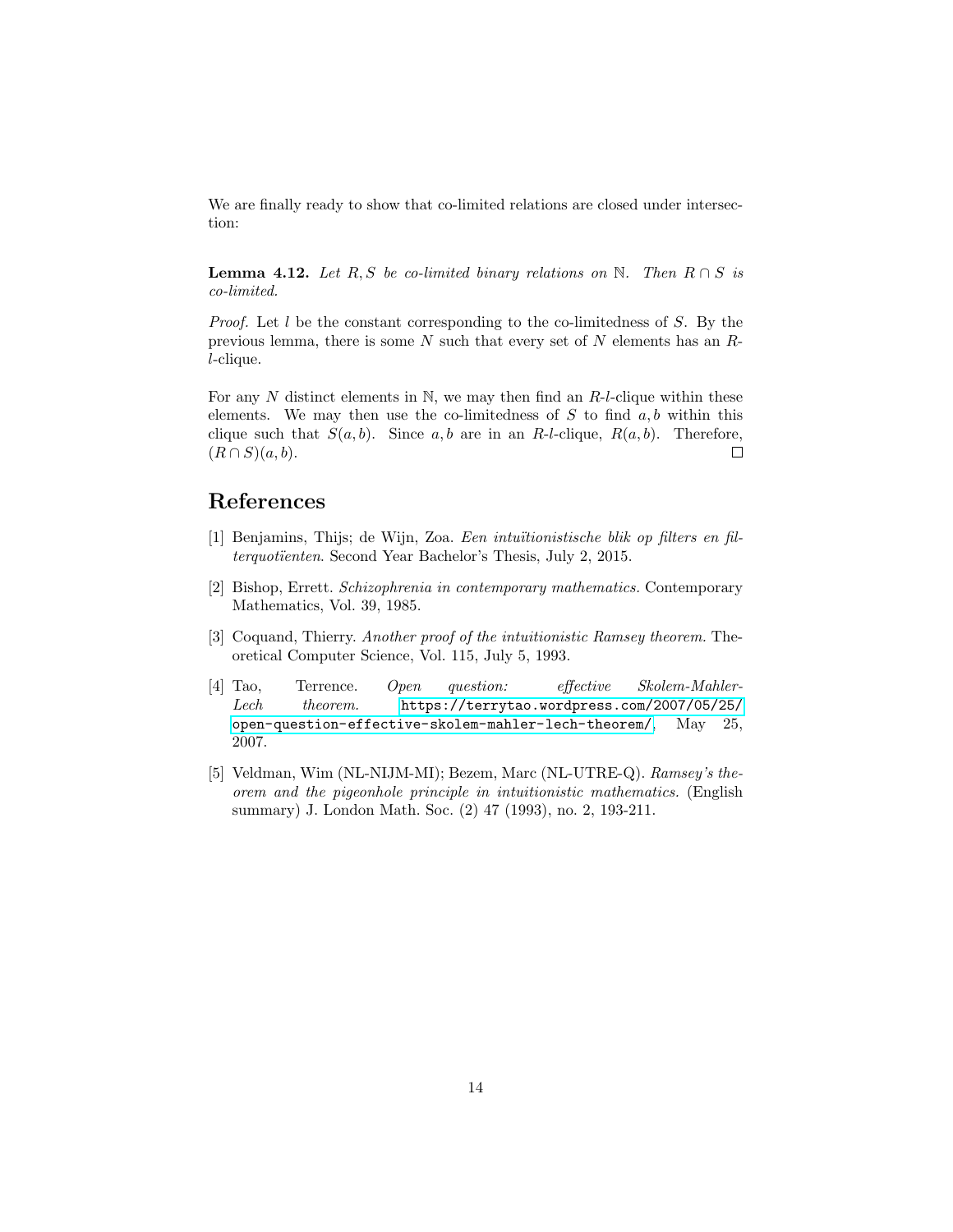We are finally ready to show that co-limited relations are closed under intersection:

**Lemma 4.12.** *Let $R, S$ be co-limited binary relations on $\mathbb{N}$. Then $R \cap S$ is co-limited.*

*Proof.* Let $l$ be the constant corresponding to the co-limitedness of $S$. By the previous lemma, there is some $N$ such that every set of $N$ elements has an $R$-$l$-clique.

For any $N$ distinct elements in $\mathbb{N}$, we may then find an $R$-$l$-clique within these elements. We may then use the co-limitedness of $S$ to find $a, b$ within this clique such that $S(a, b)$. Since $a, b$ are in an $R$-$l$-clique, $R(a, b)$. Therefore, $(R \cap S)(a, b)$. $\square$

## References

[1] Benjamins, Thijs; de Wijn, Zoa. *Een intuïtionistische blik op filters en filterquotiënten*. Second Year Bachelor's Thesis, July 2, 2015.

[2] Bishop, Errett. *Schizophrenia in contemporary mathematics.* Contemporary Mathematics, Vol. 39, 1985.

[3] Coquand, Thierry. *Another proof of the intuitionistic Ramsey theorem.* Theoretical Computer Science, Vol. 115, July 5, 1993.

[4] Tao, Terrence. *Open question: effective Skolem-Mahler-Lech theorem.* https://terrytao.wordpress.com/2007/05/25/open-question-effective-skolem-mahler-lech-theorem/, May 25, 2007.

[5] Veldman, Wim (NL-NIJM-MI); Bezem, Marc (NL-UTRE-Q). *Ramsey's theorem and the pigeonhole principle in intuitionistic mathematics.* (English summary) J. London Math. Soc. (2) 47 (1993), no. 2, 193-211.